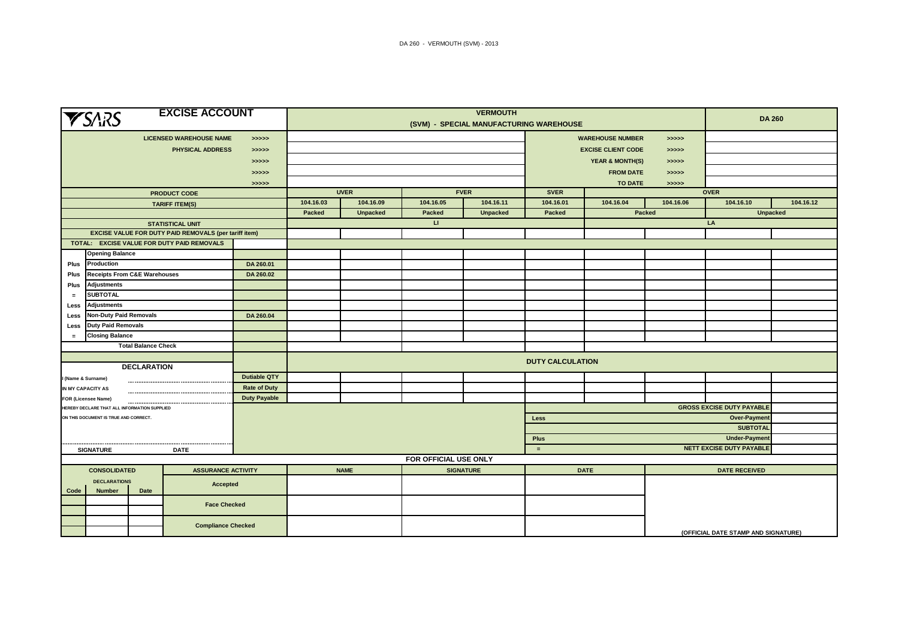DA 260 - VERMOUTH (SVM) - 2013

| SARS | EXCISE ACCOUNT | | VERMOUTH (SVM) - SPECIAL MANUFACTURING WAREHOUSE | | | | | | | | DA 260 | |
|---|---|---|---|---|---|---|---|---|---|---|---|---|
| LICENSED WAREHOUSE NAME | >>>>> | | | | | | WAREHOUSE NUMBER | >>>>> | | | | |
| PHYSICAL ADDRESS | >>>>> | | | | | | EXCISE CLIENT CODE | >>>>> | | | | |
| | >>>>> | | | | | | YEAR & MONTH(S) | >>>>> | | | | |
| | >>>>> | | | | | | FROM DATE | >>>>> | | | | |
| | >>>>> | | | | | | TO DATE | >>>>> | | | | |
| PRODUCT CODE | | | UVER | | FVER | | SVER | OVER | | | | |
| TARIFF ITEM(S) | | | 104.16.03 | 104.16.09 | 104.16.05 | 104.16.11 | 104.16.01 | 104.16.04 | 104.16.06 | 104.16.10 | 104.16.12 | |
| | | | Packed | Unpacked | Packed | Unpacked | Packed | Packed | | Unpacked | | |
| STATISTICAL UNIT | | | LI | | | | | LA | | | | |
| EXCISE VALUE FOR DUTY PAID REMOVALS (per tariff item) | | | | | | | | | | | | |
| TOTAL: EXCISE VALUE FOR DUTY PAID REMOVALS | | | | | | | | | | | | |
| | Opening Balance | | | | | | | | | | | |
| Plus | Production | DA 260.01 | | | | | | | | | | |
| Plus | Receipts From C&E Warehouses | DA 260.02 | | | | | | | | | | |
| Plus | Adjustments | | | | | | | | | | | |
| = | SUBTOTAL | | | | | | | | | | | |
| Less | Adjustments | | | | | | | | | | | |
| Less | Non-Duty Paid Removals | DA 260.04 | | | | | | | | | | |
| Less | Duty Paid Removals | | | | | | | | | | | |
| = | Closing Balance | | | | | | | | | | | |
| Total Balance Check | | | | | | | | | | | | |

## DECLARATION

I (Name & Surname) ..............................

IN MY CAPACITY AS ..............................

FOR (Licensee Name) ..............................

HEREBY DECLARE THAT ALL INFORMATION SUPPLIED ON THIS DOCUMENT IS TRUE AND CORRECT.

SIGNATURE .............................. DATE ..............................

| DUTY CALCULATION | 104.16.03 | 104.16.09 | 104.16.05 | 104.16.11 | 104.16.01 | 104.16.04 | 104.16.06 | 104.16.10 | 104.16.12 |
|---|---|---|---|---|---|---|---|---|---|
| Dutiable QTY | | | | | | | | | |
| Rate of Duty | | | | | | | | | |
| Duty Payable | | | | | | | | | |

| | | |
|---|---|---|
| | GROSS EXCISE DUTY PAYABLE | |
| Less | Over-Payment | |
| | SUBTOTAL | |
| Plus | Under-Payment | |
| = | NETT EXCISE DUTY PAYABLE | |

**FOR OFFICIAL USE ONLY**

| CONSOLIDATED DECLARATIONS Code | Number | Date | ASSURANCE ACTIVITY | NAME | SIGNATURE | DATE | DATE RECEIVED |
|---|---|---|---|---|---|---|---|
| | | | Accepted | | | | |
| | | | Face Checked | | | | |
| | | | Compliance Checked | | | | (OFFICIAL DATE STAMP AND SIGNATURE) |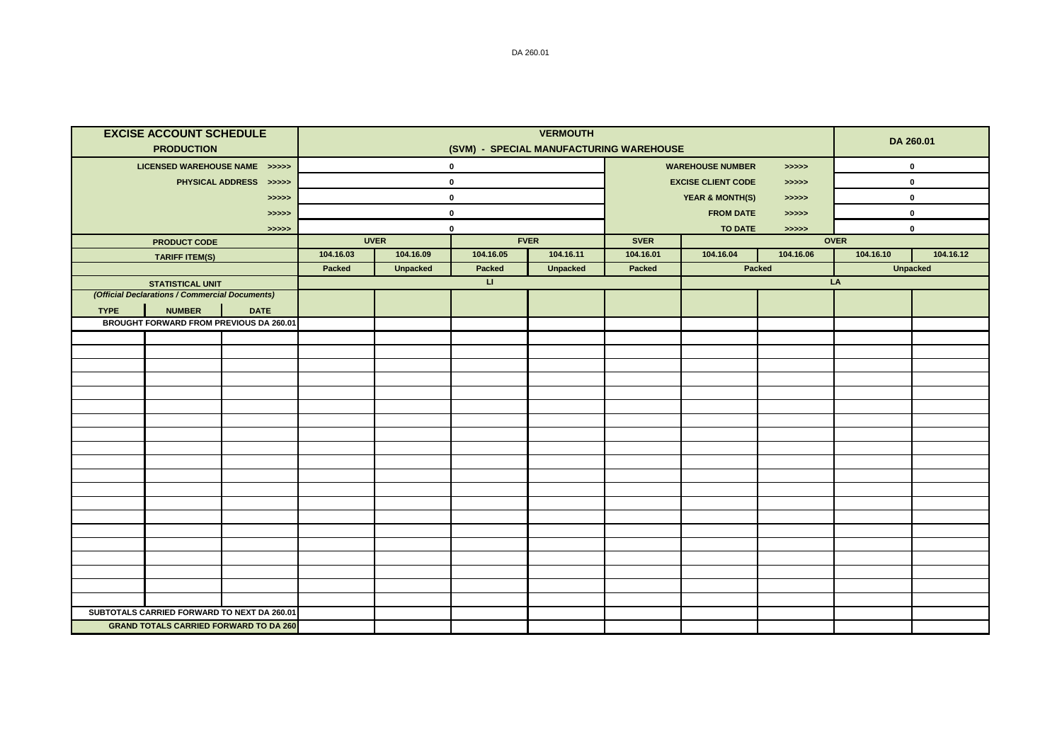| EXCISE ACCOUNT SCHEDULE PRODUCTION | | | VERMOUTH (SVM) - SPECIAL MANUFACTURING WAREHOUSE | | | | | | | DA 260.01 | |
|---|---|---|---|---|---|---|---|---|---|---|---|
| LICENSED WAREHOUSE NAME >>>>> | | | 0 | | | | WAREHOUSE NUMBER | | >>>>> | 0 | |
| PHYSICAL ADDRESS >>>>> | | | 0 | | | | EXCISE CLIENT CODE | | >>>>> | 0 | |
| >>>>> | | | 0 | | | | YEAR & MONTH(S) | | >>>>> | 0 | |
| >>>>> | | | 0 | | | | FROM DATE | | >>>>> | 0 | |
| >>>>> | | | 0 | | | | TO DATE | | >>>>> | 0 | |
| PRODUCT CODE | | | UVER | | FVER | | SVER | OVER | | | |
| TARIFF ITEM(S) | | | 104.16.03 | 104.16.09 | 104.16.05 | 104.16.11 | 104.16.01 | 104.16.04 | 104.16.06 | 104.16.10 | 104.16.12 |
| | | | Packed | Unpacked | Packed | Unpacked | Packed | Packed | | Unpacked | |
| STATISTICAL UNIT | | | LI | | | | | LA | | | |
| *(Official Declarations / Commercial Documents)* | | | | | | | | | | | |
| TYPE | NUMBER | DATE | | | | | | | | | |
| BROUGHT FORWARD FROM PREVIOUS DA 260.01 | | | | | | | | | | | |
| | | | | | | | | | | | |
| | | | | | | | | | | | |
| | | | | | | | | | | | |
| | | | | | | | | | | | |
| | | | | | | | | | | | |
| | | | | | | | | | | | |
| | | | | | | | | | | | |
| | | | | | | | | | | | |
| | | | | | | | | | | | |
| | | | | | | | | | | | |
| | | | | | | | | | | | |
| | | | | | | | | | | | |
| | | | | | | | | | | | |
| | | | | | | | | | | | |
| | | | | | | | | | | | |
| | | | | | | | | | | | |
| | | | | | | | | | | | |
| | | | | | | | | | | | |
| | | | | | | | | | | | |
| | | | | | | | | | | | |
| SUBTOTALS CARRIED FORWARD TO NEXT DA 260.01 | | | | | | | | | | | |
| GRAND TOTALS CARRIED FORWARD TO DA 260 | | | | | | | | | | | |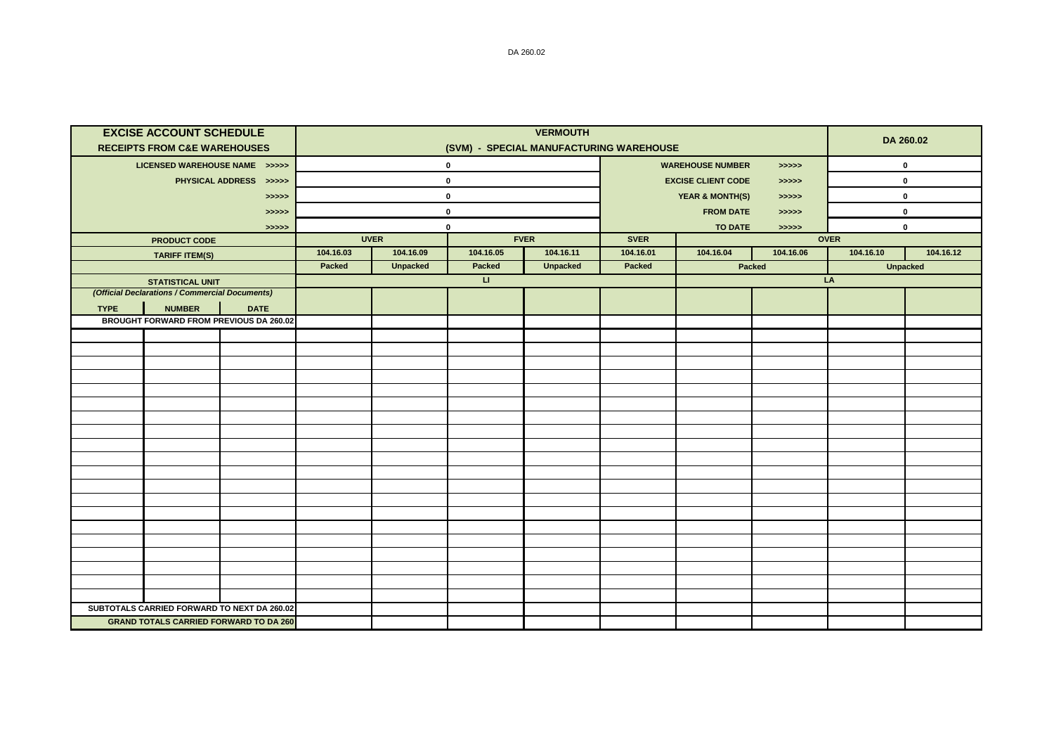| EXCISE ACCOUNT SCHEDULE<br>RECEIPTS FROM C&E WAREHOUSES | | | VERMOUTH<br>(SVM) - SPECIAL MANUFACTURING WAREHOUSE | | | | | | | DA 260.02 | |
|---|---|---|---|---|---|---|---|---|---|---|---|
| LICENSED WAREHOUSE NAME >>>>> | | | 0 | | | | WAREHOUSE NUMBER | | >>>>> | 0 | |
| PHYSICAL ADDRESS >>>>> | | | 0 | | | | EXCISE CLIENT CODE | | >>>>> | 0 | |
| >>>>> | | | 0 | | | | YEAR & MONTH(S) | | >>>>> | 0 | |
| >>>>> | | | 0 | | | | FROM DATE | | >>>>> | 0 | |
| >>>>> | | | 0 | | | | TO DATE | | >>>>> | 0 | |
| PRODUCT CODE | | | UVER | | FVER | | SVER | OVER | | | |
| TARIFF ITEM(S) | | | 104.16.03 | 104.16.09 | 104.16.05 | 104.16.11 | 104.16.01 | 104.16.04 | 104.16.06 | 104.16.10 | 104.16.12 |
| | | | Packed | Unpacked | Packed | Unpacked | Packed | Packed | | Unpacked | |
| STATISTICAL UNIT | | | LI | | | | | LA | | | |
| *(Official Declarations / Commercial Documents)* | | | | | | | | | | | |
| TYPE | NUMBER | DATE | | | | | | | | | |
| BROUGHT FORWARD FROM PREVIOUS DA 260.02 | | | | | | | | | | | |
| | | | | | | | | | | | |
| | | | | | | | | | | | |
| | | | | | | | | | | | |
| | | | | | | | | | | | |
| | | | | | | | | | | | |
| | | | | | | | | | | | |
| | | | | | | | | | | | |
| | | | | | | | | | | | |
| | | | | | | | | | | | |
| | | | | | | | | | | | |
| | | | | | | | | | | | |
| | | | | | | | | | | | |
| | | | | | | | | | | | |
| | | | | | | | | | | | |
| | | | | | | | | | | | |
| | | | | | | | | | | | |
| | | | | | | | | | | | |
| | | | | | | | | | | | |
| | | | | | | | | | | | |
| | | | | | | | | | | | |
| SUBTOTALS CARRIED FORWARD TO NEXT DA 260.02 | | | | | | | | | | | |
| GRAND TOTALS CARRIED FORWARD TO DA 260 | | | | | | | | | | | |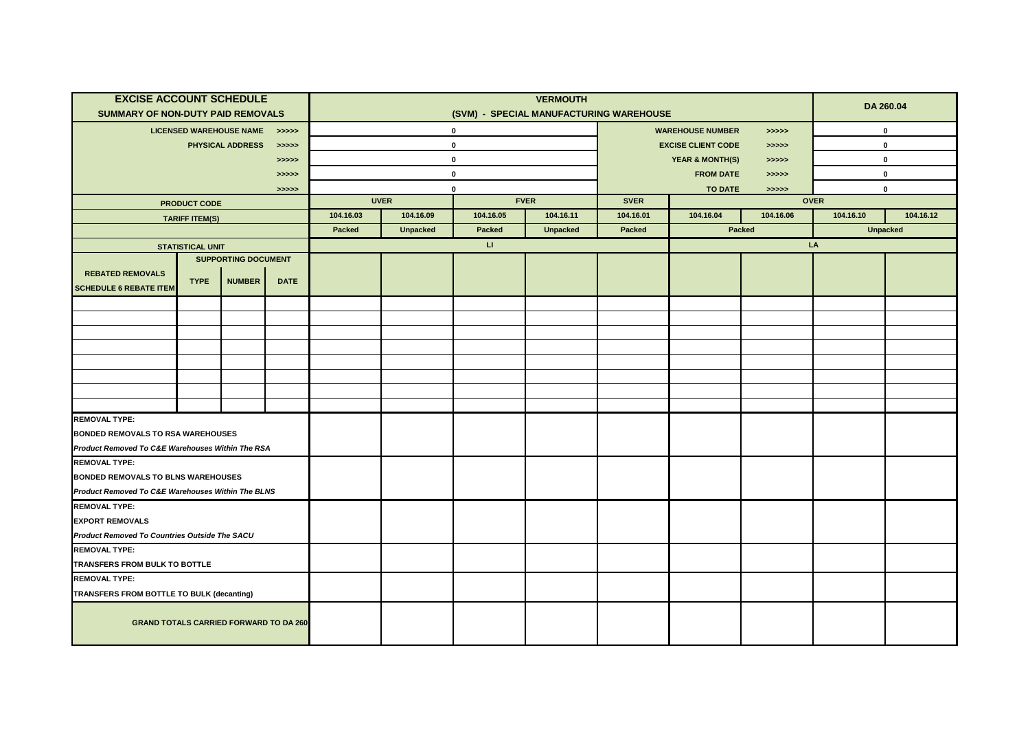| EXCISE ACCOUNT SCHEDULE<br>SUMMARY OF NON-DUTY PAID REMOVALS | | | | VERMOUTH<br>(SVM) - SPECIAL MANUFACTURING WAREHOUSE | | | | | | | DA 260.04 | |
|---|---|---|---|---|---|---|---|---|---|---|---|---|
| LICENSED WAREHOUSE NAME >>>>> | | | | 0 | | | | WAREHOUSE NUMBER >>>>> | | | 0 | |
| PHYSICAL ADDRESS >>>>> | | | | 0 | | | | EXCISE CLIENT CODE >>>>> | | | 0 | |
| >>>>> | | | | 0 | | | | YEAR & MONTH(S) >>>>> | | | 0 | |
| >>>>> | | | | 0 | | | | FROM DATE >>>>> | | | 0 | |
| >>>>> | | | | 0 | | | | TO DATE >>>>> | | | 0 | |
| PRODUCT CODE | | | | UVER | | FVER | | SVER | OVER | | | |
| TARIFF ITEM(S) | | | | 104.16.03 | 104.16.09 | 104.16.05 | 104.16.11 | 104.16.01 | 104.16.04 | 104.16.06 | 104.16.10 | 104.16.12 |
| | | | | Packed | Unpacked | Packed | Unpacked | Packed | Packed | | Unpacked | |
| STATISTICAL UNIT | | | | LI | | | | | LA | | | |
| REBATED REMOVALS<br>SCHEDULE 6 REBATE ITEM | SUPPORTING DOCUMENT<br>TYPE | NUMBER | DATE | | | | | | | | | |
| | | | | | | | | | | | | |
| | | | | | | | | | | | | |
| | | | | | | | | | | | | |
| | | | | | | | | | | | | |
| | | | | | | | | | | | | |
| | | | | | | | | | | | | |
| | | | | | | | | | | | | |
| | | | | | | | | | | | | |
| **REMOVAL TYPE:**<br>**BONDED REMOVALS TO RSA WAREHOUSES**<br>***Product Removed To C&E Warehouses Within The RSA*** | | | | | | | | | | | | |
| **REMOVAL TYPE:**<br>**BONDED REMOVALS TO BLNS WAREHOUSES**<br>***Product Removed To C&E Warehouses Within The BLNS*** | | | | | | | | | | | | |
| **REMOVAL TYPE:**<br>**EXPORT REMOVALS**<br>***Product Removed To Countries Outside The SACU*** | | | | | | | | | | | | |
| **REMOVAL TYPE:**<br>**TRANSFERS FROM BULK TO BOTTLE** | | | | | | | | | | | | |
| **REMOVAL TYPE:**<br>**TRANSFERS FROM BOTTLE TO BULK (decanting)** | | | | | | | | | | | | |
| **GRAND TOTALS CARRIED FORWARD TO DA 260** | | | | | | | | | | | | |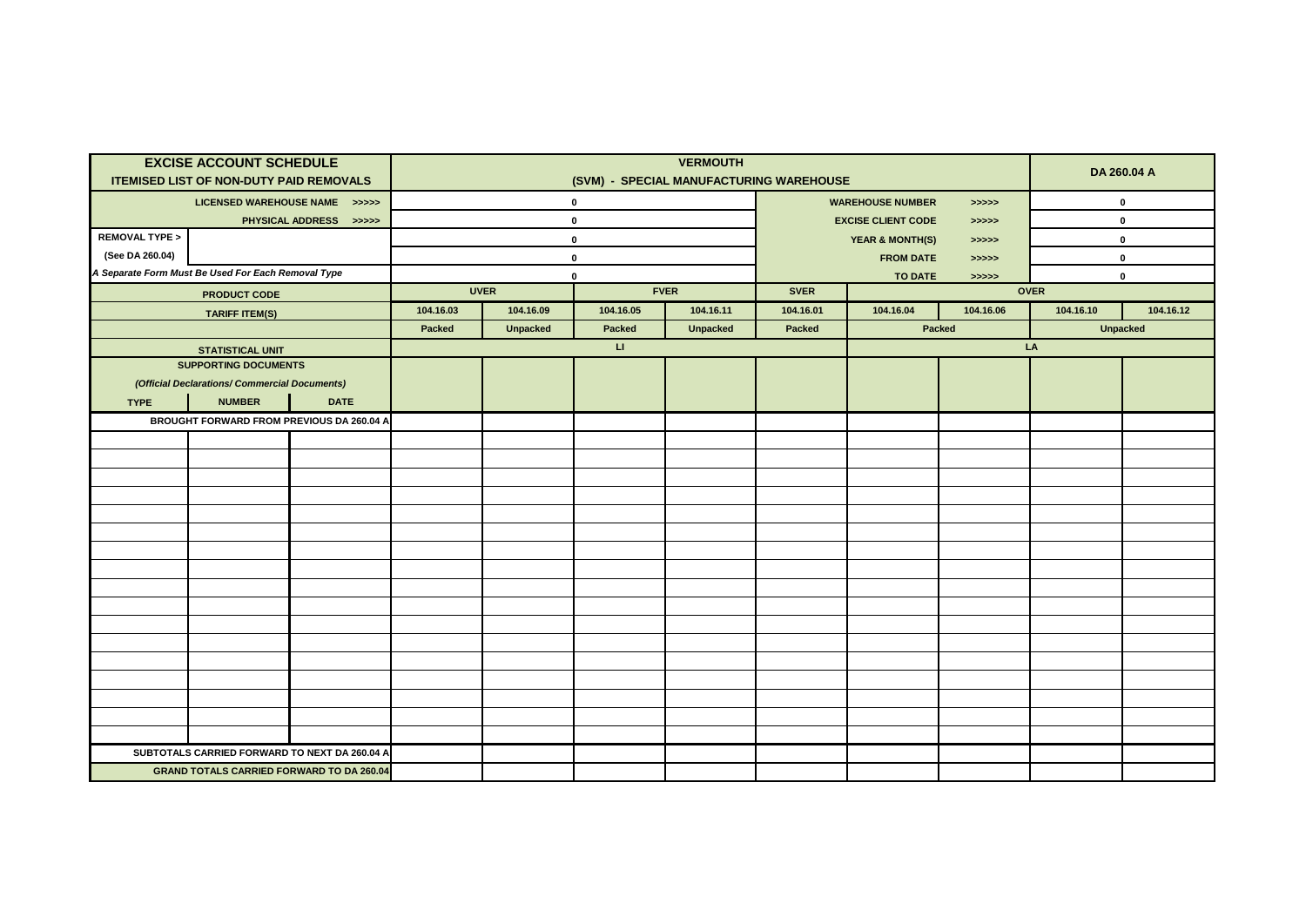| EXCISE ACCOUNT SCHEDULE<br>ITEMISED LIST OF NON-DUTY PAID REMOVALS | | | VERMOUTH<br>(SVM) - SPECIAL MANUFACTURING WAREHOUSE | | | | | | | DA 260.04 A | |
|---|---|---|---|---|---|---|---|---|---|---|---|
| LICENSED WAREHOUSE NAME >>>>> | | | 0 | | | | WAREHOUSE NUMBER >>>>> | | | 0 | |
| PHYSICAL ADDRESS >>>>> | | | 0 | | | | EXCISE CLIENT CODE >>>>> | | | 0 | |
| REMOVAL TYPE > | | | 0 | | | | YEAR & MONTH(S) >>>>> | | | 0 | |
| (See DA 260.04) | | | 0 | | | | FROM DATE >>>>> | | | 0 | |
| A Separate Form Must Be Used For Each Removal Type | | | 0 | | | | TO DATE >>>>> | | | 0 | |
| PRODUCT CODE | | | UVER | | FVER | | SVER | OVER | | | |
| TARIFF ITEM(S) | | | 104.16.03 | 104.16.09 | 104.16.05 | 104.16.11 | 104.16.01 | 104.16.04 | 104.16.06 | 104.16.10 | 104.16.12 |
| | | | Packed | Unpacked | Packed | Unpacked | Packed | Packed | | Unpacked | |
| STATISTICAL UNIT | | | LI | | | | | LA | | | |
| SUPPORTING DOCUMENTS<br>(Official Declarations/ Commercial Documents) | | | | | | | | | | | |
| TYPE | NUMBER | DATE | | | | | | | | | |
| BROUGHT FORWARD FROM PREVIOUS DA 260.04 A | | | | | | | | | | | |
| | | | | | | | | | | | |
| | | | | | | | | | | | |
| | | | | | | | | | | | |
| | | | | | | | | | | | |
| | | | | | | | | | | | |
| | | | | | | | | | | | |
| | | | | | | | | | | | |
| | | | | | | | | | | | |
| | | | | | | | | | | | |
| | | | | | | | | | | | |
| | | | | | | | | | | | |
| | | | | | | | | | | | |
| | | | | | | | | | | | |
| | | | | | | | | | | | |
| | | | | | | | | | | | |
| | | | | | | | | | | | |
| | | | | | | | | | | | |
| SUBTOTALS CARRIED FORWARD TO NEXT DA 260.04 A | | | | | | | | | | | |
| GRAND TOTALS CARRIED FORWARD TO DA 260.04 | | | | | | | | | | | |